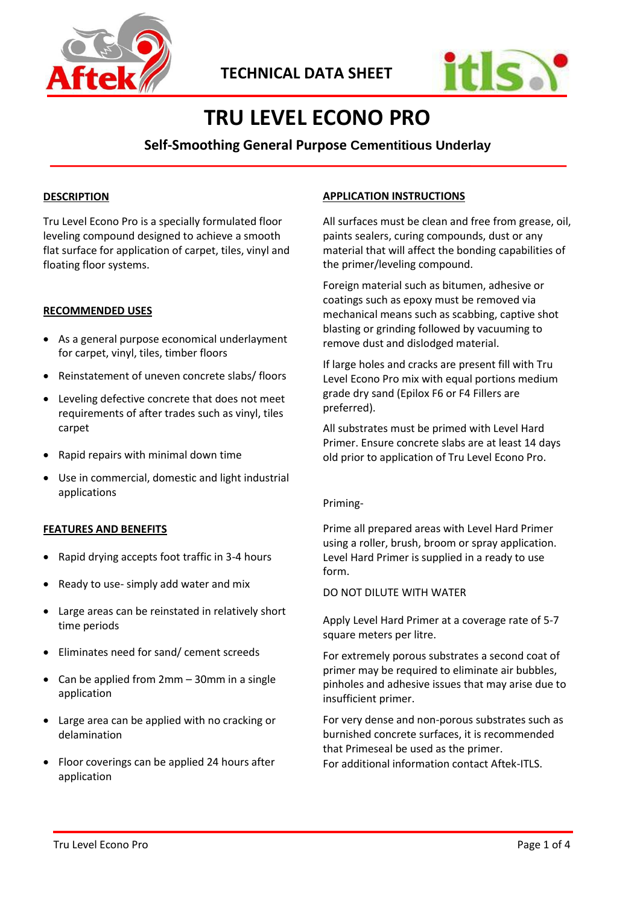TECHNICAL DATA SHEET

# TRU LEVEL ECONO PRO

## Self-Smoothing General Purpose Cementitious Underlay

### DESCRIPTION

Tru Level Econo Pro is a specially formulated floor leveling compound designed to achieve a smooth flat surface for application of carpet, tiles, vinyl and floating floor systems.

### RECOMMENDED USES

- As a general purpose economical underlayment for carpet, vinyl, tiles, timber floors
- Reinstatement of uneven concrete slabs/ floors
- Leveling defective concrete that does not meet requirements of after trades such as vinyl, tiles carpet
- Rapid repairs with minimal down time
- Use in commercial, domestic and light industrial applications

### FEATURES AND BENEFITS

- Rapid drying accepts foot traffic in 3-4 hours
- Ready to use- simply add water and mix
- Large areas can be reinstated in relatively short time periods
- Eliminates need for sand/ cement screeds
- Can be applied from 2mm – 30mm in a single application
- Large area can be applied with no cracking or delamination
- Floor coverings can be applied 24 hours after application

### APPLICATION INSTRUCTIONS

All surfaces must be clean and free from grease, oil, paints sealers, curing compounds, dust or any material that will affect the bonding capabilities of the primer/leveling compound.

Foreign material such as bitumen, adhesive or coatings such as epoxy must be removed via mechanical means such as scabbing, captive shot blasting or grinding followed by vacuuming to remove dust and dislodged material.

If large holes and cracks are present fill with Tru Level Econo Pro mix with equal portions medium grade dry sand (Epilox F6 or F4 Fillers are preferred).

All substrates must be primed with Level Hard Primer. Ensure concrete slabs are at least 14 days old prior to application of Tru Level Econo Pro.

Priming-

Prime all prepared areas with Level Hard Primer using a roller, brush, broom or spray application. Level Hard Primer is supplied in a ready to use form.

DO NOT DILUTE WITH WATER

Apply Level Hard Primer at a coverage rate of 5-7 square meters per litre.

For extremely porous substrates a second coat of primer may be required to eliminate air bubbles, pinholes and adhesive issues that may arise due to insufficient primer.

For very dense and non-porous substrates such as burnished concrete surfaces, it is recommended that Primeseal be used as the primer.
For additional information contact Aftek-ITLS.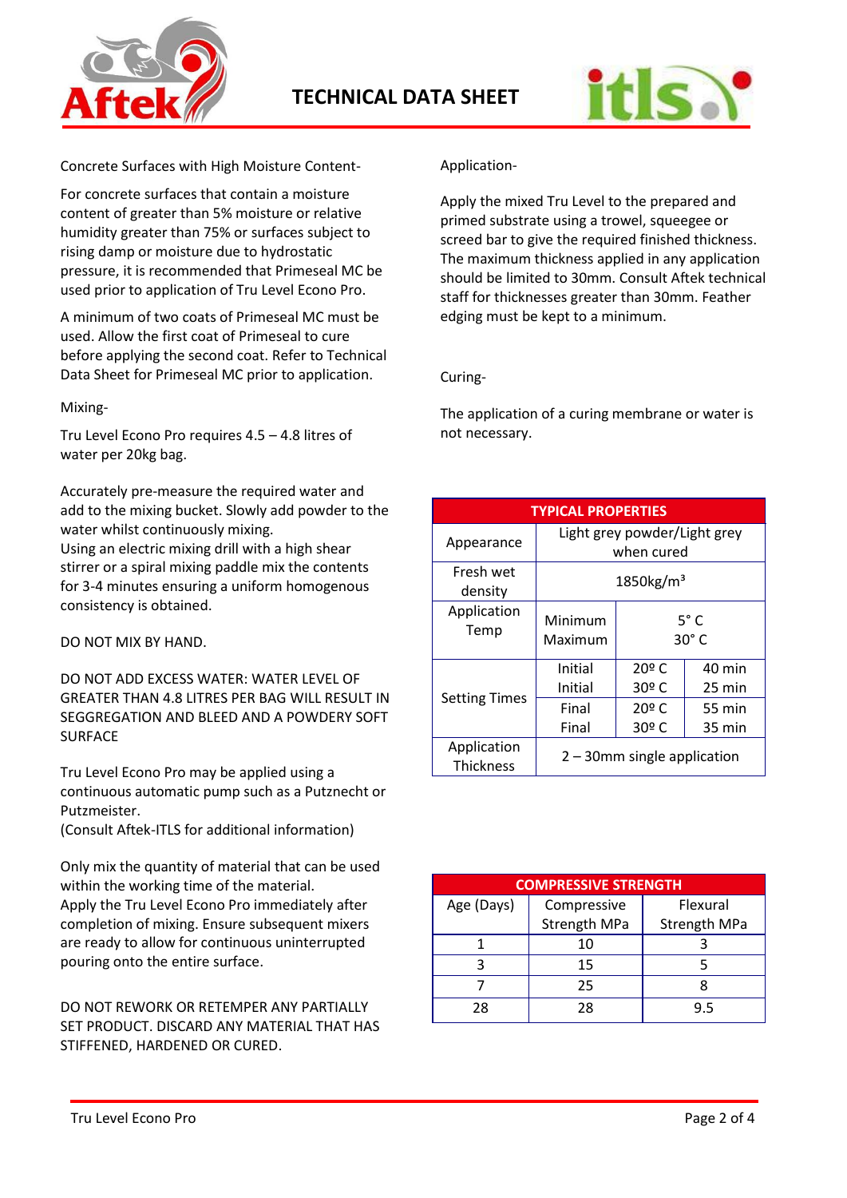Concrete Surfaces with High Moisture Content-

For concrete surfaces that contain a moisture content of greater than 5% moisture or relative humidity greater than 75% or surfaces subject to rising damp or moisture due to hydrostatic pressure, it is recommended that Primeseal MC be used prior to application of Tru Level Econo Pro.

A minimum of two coats of Primeseal MC must be used. Allow the first coat of Primeseal to cure before applying the second coat. Refer to Technical Data Sheet for Primeseal MC prior to application.

Mixing-

Tru Level Econo Pro requires 4.5 – 4.8 litres of water per 20kg bag.

Accurately pre-measure the required water and add to the mixing bucket. Slowly add powder to the water whilst continuously mixing.
Using an electric mixing drill with a high shear stirrer or a spiral mixing paddle mix the contents for 3-4 minutes ensuring a uniform homogenous consistency is obtained.

DO NOT MIX BY HAND.

DO NOT ADD EXCESS WATER: WATER LEVEL OF GREATER THAN 4.8 LITRES PER BAG WILL RESULT IN SEGGREGATION AND BLEED AND A POWDERY SOFT SURFACE

Tru Level Econo Pro may be applied using a continuous automatic pump such as a Putznecht or Putzmeister.
(Consult Aftek-ITLS for additional information)

Only mix the quantity of material that can be used within the working time of the material.
Apply the Tru Level Econo Pro immediately after completion of mixing. Ensure subsequent mixers are ready to allow for continuous uninterrupted pouring onto the entire surface.

DO NOT REWORK OR RETEMPER ANY PARTIALLY SET PRODUCT. DISCARD ANY MATERIAL THAT HAS STIFFENED, HARDENED OR CURED.

Application-

Apply the mixed Tru Level to the prepared and primed substrate using a trowel, squeegee or screed bar to give the required finished thickness. The maximum thickness applied in any application should be limited to 30mm. Consult Aftek technical staff for thicknesses greater than 30mm. Feather edging must be kept to a minimum.

Curing-

The application of a curing membrane or water is not necessary.

| TYPICAL PROPERTIES | | | |
|---|---|---|---|
| Appearance | Light grey powder/Light grey when cured | | |
| Fresh wet density | 1850kg/m³ | | |
| Application Temp | Minimum | 5° C | |
| | Maximum | 30° C | |
| Setting Times | Initial | 20º C | 40 min |
| | Initial | 30º C | 25 min |
| | Final | 20º C | 55 min |
| | Final | 30º C | 35 min |
| Application Thickness | 2 – 30mm single application | | |

| COMPRESSIVE STRENGTH | | |
|---|---|---|
| Age (Days) | Compressive Strength MPa | Flexural Strength MPa |
| 1 | 10 | 3 |
| 3 | 15 | 5 |
| 7 | 25 | 8 |
| 28 | 28 | 9.5 |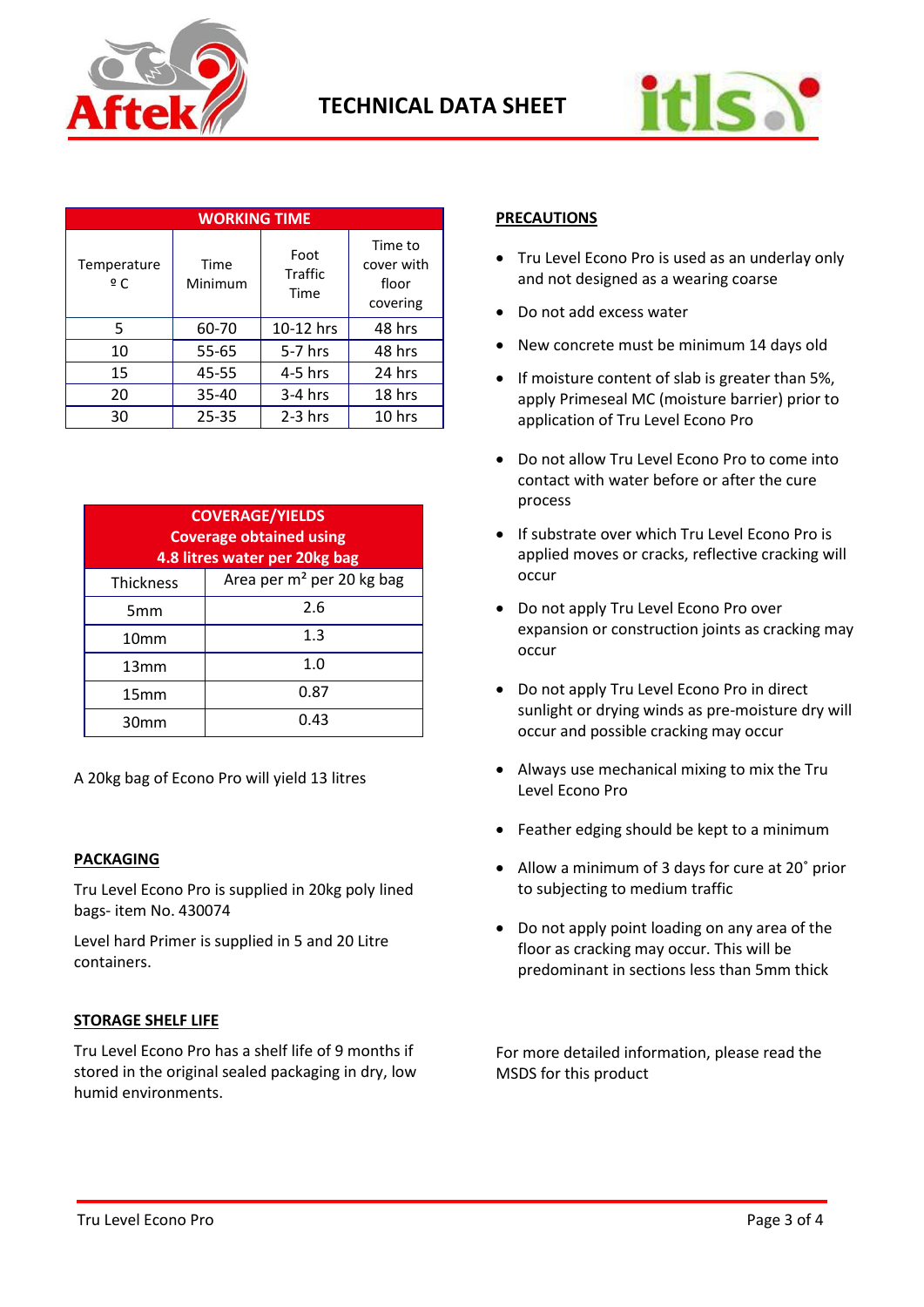# TECHNICAL DATA SHEET

| WORKING TIME | | | |
|---|---|---|---|
| Temperature º C | Time Minimum | Foot Traffic Time | Time to cover with floor covering |
| 5 | 60-70 | 10-12 hrs | 48 hrs |
| 10 | 55-65 | 5-7 hrs | 48 hrs |
| 15 | 45-55 | 4-5 hrs | 24 hrs |
| 20 | 35-40 | 3-4 hrs | 18 hrs |
| 30 | 25-35 | 2-3 hrs | 10 hrs |

| COVERAGE/YIELDS Coverage obtained using 4.8 litres water per 20kg bag | |
|---|---|
| Thickness | Area per m² per 20 kg bag |
| 5mm | 2.6 |
| 10mm | 1.3 |
| 13mm | 1.0 |
| 15mm | 0.87 |
| 30mm | 0.43 |

A 20kg bag of Econo Pro will yield 13 litres

## PACKAGING

Tru Level Econo Pro is supplied in 20kg poly lined bags- item No. 430074

Level hard Primer is supplied in 5 and 20 Litre containers.

## STORAGE SHELF LIFE

Tru Level Econo Pro has a shelf life of 9 months if stored in the original sealed packaging in dry, low humid environments.

## PRECAUTIONS

- Tru Level Econo Pro is used as an underlay only and not designed as a wearing coarse
- Do not add excess water
- New concrete must be minimum 14 days old
- If moisture content of slab is greater than 5%, apply Primeseal MC (moisture barrier) prior to application of Tru Level Econo Pro
- Do not allow Tru Level Econo Pro to come into contact with water before or after the cure process
- If substrate over which Tru Level Econo Pro is applied moves or cracks, reflective cracking will occur
- Do not apply Tru Level Econo Pro over expansion or construction joints as cracking may occur
- Do not apply Tru Level Econo Pro in direct sunlight or drying winds as pre-moisture dry will occur and possible cracking may occur
- Always use mechanical mixing to mix the Tru Level Econo Pro
- Feather edging should be kept to a minimum
- Allow a minimum of 3 days for cure at 20˚ prior to subjecting to medium traffic
- Do not apply point loading on any area of the floor as cracking may occur. This will be predominant in sections less than 5mm thick

For more detailed information, please read the MSDS for this product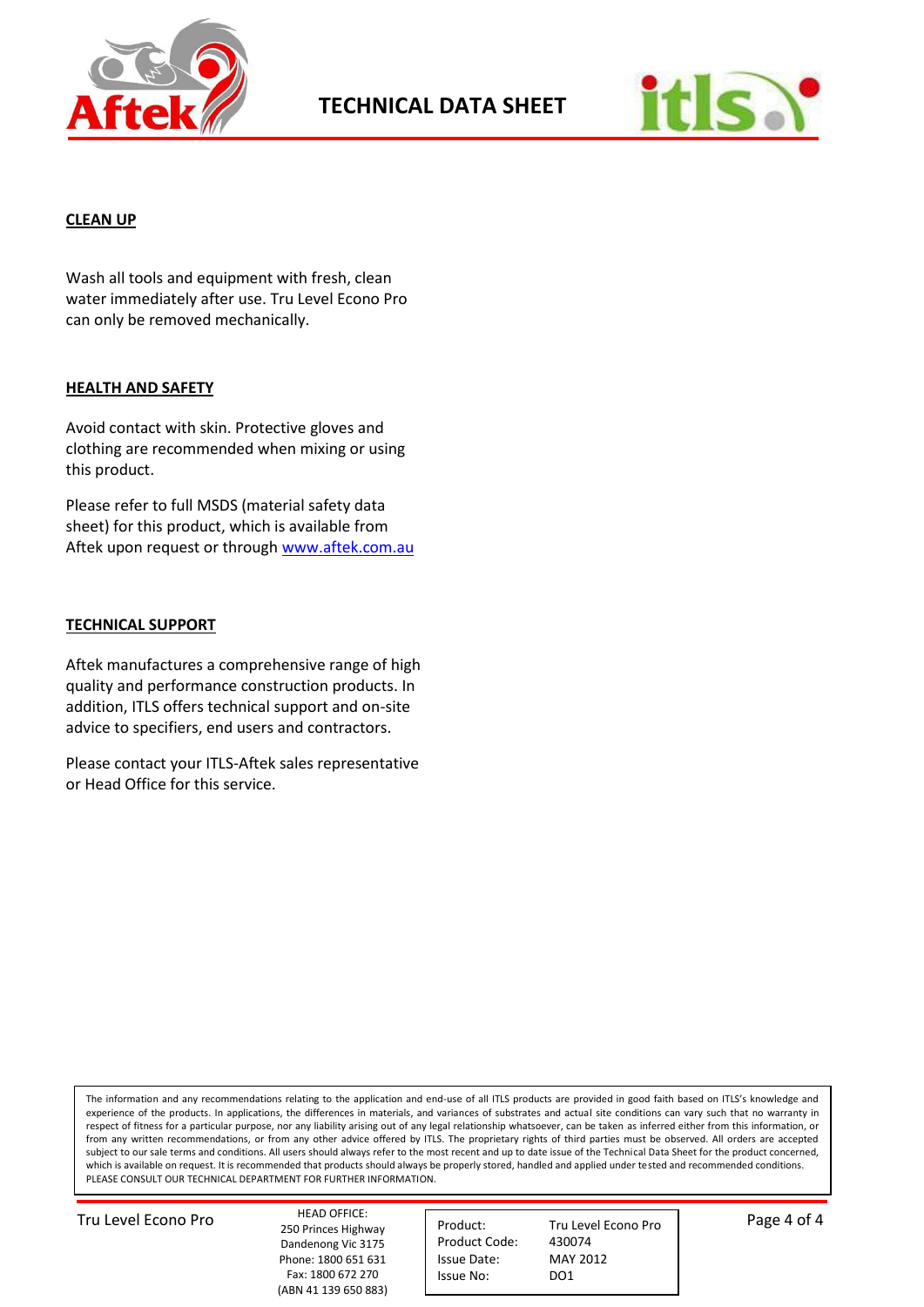## CLEAN UP

Wash all tools and equipment with fresh, clean water immediately after use. Tru Level Econo Pro can only be removed mechanically.

## HEALTH AND SAFETY

Avoid contact with skin. Protective gloves and clothing are recommended when mixing or using this product.

Please refer to full MSDS (material safety data sheet) for this product, which is available from Aftek upon request or through www.aftek.com.au

## TECHNICAL SUPPORT

Aftek manufactures a comprehensive range of high quality and performance construction products. In addition, ITLS offers technical support and on-site advice to specifiers, end users and contractors.

Please contact your ITLS-Aftek sales representative or Head Office for this service.

The information and any recommendations relating to the application and end-use of all ITLS products are provided in good faith based on ITLS's knowledge and experience of the products. In applications, the differences in materials, and variances of substrates and actual site conditions can vary such that no warranty in respect of fitness for a particular purpose, nor any liability arising out of any legal relationship whatsoever, can be taken as inferred either from this information, or from any written recommendations, or from any other advice offered by ITLS. The proprietary rights of third parties must be observed. All orders are accepted subject to our sale terms and conditions. All users should always refer to the most recent and up to date issue of the Technical Data Sheet for the product concerned, which is available on request. It is recommended that products should always be properly stored, handled and applied under tested and recommended conditions. PLEASE CONSULT OUR TECHNICAL DEPARTMENT FOR FURTHER INFORMATION.

HEAD OFFICE:
250 Princes Highway
Dandenong Vic 3175
Phone: 1800 651 631
Fax: 1800 672 270
(ABN 41 139 650 883)

| | |
|---|---|
| Product: | Tru Level Econo Pro |
| Product Code: | 430074 |
| Issue Date: | MAY 2012 |
| Issue No: | DO1 |